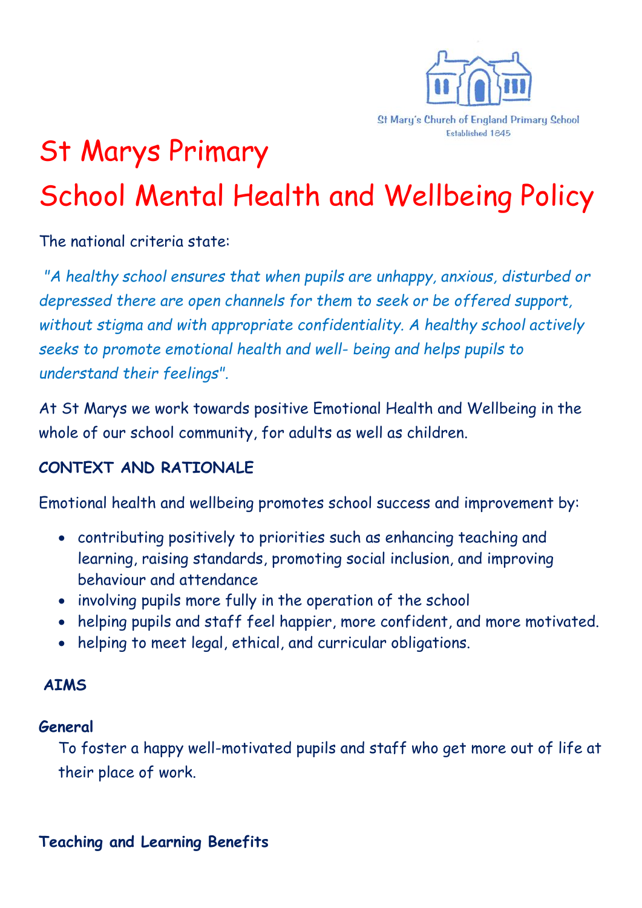St Mary's Church of England Primary School
Established 1845

# St Marys Primary School Mental Health and Wellbeing Policy

The national criteria state:

*"A healthy school ensures that when pupils are unhappy, anxious, disturbed or depressed there are open channels for them to seek or be offered support, without stigma and with appropriate confidentiality. A healthy school actively seeks to promote emotional health and well- being and helps pupils to understand their feelings".*

At St Marys we work towards positive Emotional Health and Wellbeing in the whole of our school community, for adults as well as children.

## CONTEXT AND RATIONALE

Emotional health and wellbeing promotes school success and improvement by:

- contributing positively to priorities such as enhancing teaching and learning, raising standards, promoting social inclusion, and improving behaviour and attendance
- involving pupils more fully in the operation of the school
- helping pupils and staff feel happier, more confident, and more motivated.
- helping to meet legal, ethical, and curricular obligations.

## AIMS

### General

To foster a happy well-motivated pupils and staff who get more out of life at their place of work.

### Teaching and Learning Benefits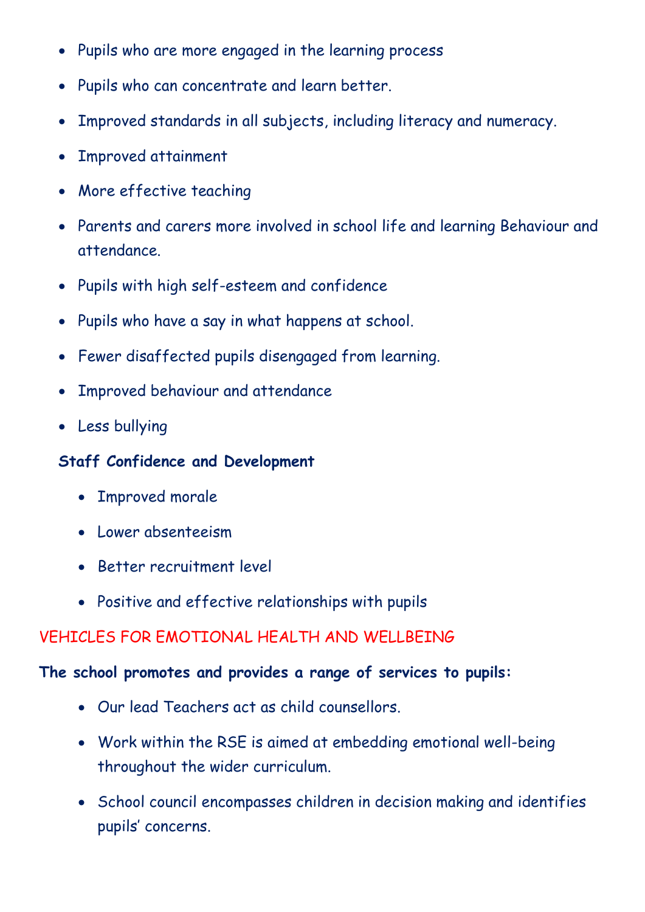- Pupils who are more engaged in the learning process
- Pupils who can concentrate and learn better.
- Improved standards in all subjects, including literacy and numeracy.
- Improved attainment
- More effective teaching
- Parents and carers more involved in school life and learning Behaviour and attendance.
- Pupils with high self-esteem and confidence
- Pupils who have a say in what happens at school.
- Fewer disaffected pupils disengaged from learning.
- Improved behaviour and attendance
- Less bullying

**Staff Confidence and Development**

- Improved morale
- Lower absenteeism
- Better recruitment level
- Positive and effective relationships with pupils

## VEHICLES FOR EMOTIONAL HEALTH AND WELLBEING

**The school promotes and provides a range of services to pupils:**

- Our lead Teachers act as child counsellors.
- Work within the RSE is aimed at embedding emotional well-being throughout the wider curriculum.
- School council encompasses children in decision making and identifies pupils' concerns.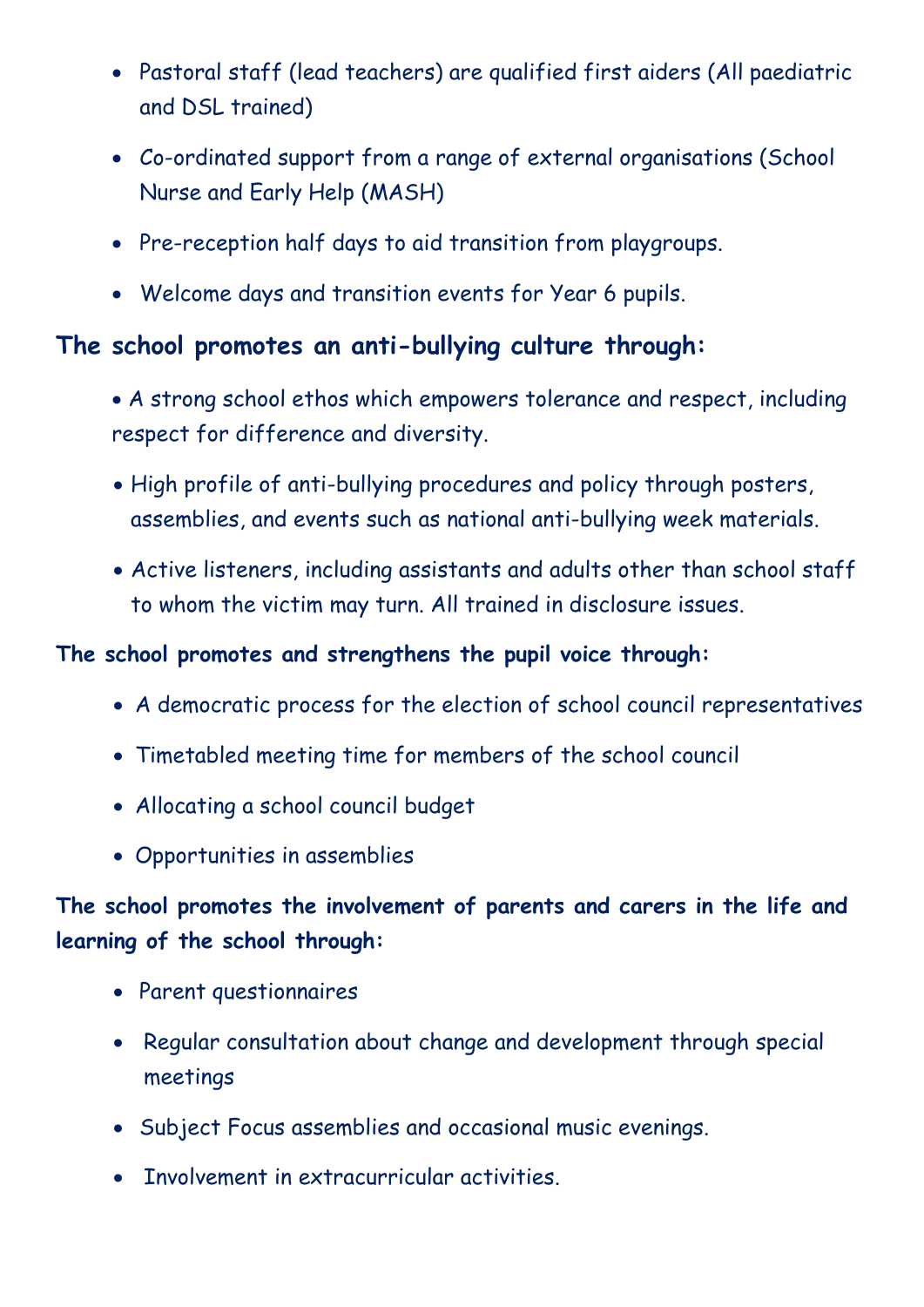- Pastoral staff (lead teachers) are qualified first aiders (All paediatric and DSL trained)
- Co-ordinated support from a range of external organisations (School Nurse and Early Help (MASH)
- Pre-reception half days to aid transition from playgroups.
- Welcome days and transition events for Year 6 pupils.

## The school promotes an anti-bullying culture through:

- A strong school ethos which empowers tolerance and respect, including respect for difference and diversity.
- High profile of anti-bullying procedures and policy through posters, assemblies, and events such as national anti-bullying week materials.
- Active listeners, including assistants and adults other than school staff to whom the victim may turn. All trained in disclosure issues.

**The school promotes and strengthens the pupil voice through:**

- A democratic process for the election of school council representatives
- Timetabled meeting time for members of the school council
- Allocating a school council budget
- Opportunities in assemblies

**The school promotes the involvement of parents and carers in the life and learning of the school through:**

- Parent questionnaires
- Regular consultation about change and development through special meetings
- Subject Focus assemblies and occasional music evenings.
- Involvement in extracurricular activities.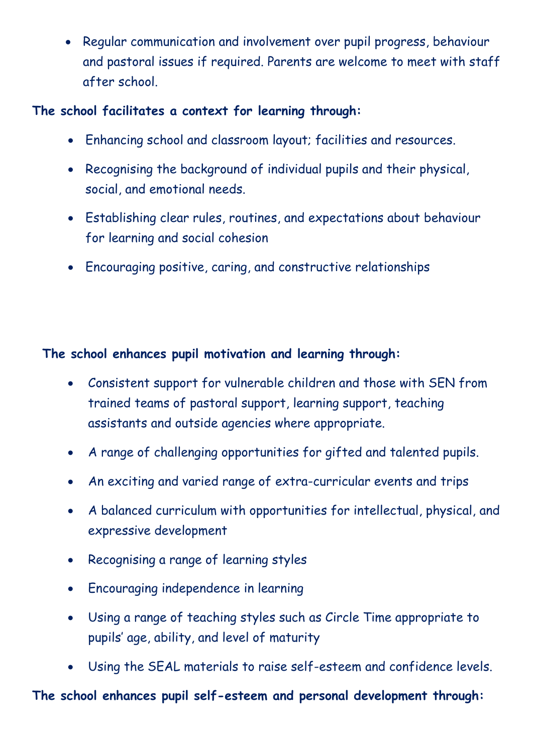- Regular communication and involvement over pupil progress, behaviour and pastoral issues if required. Parents are welcome to meet with staff after school.

**The school facilitates a context for learning through:**

- Enhancing school and classroom layout; facilities and resources.
- Recognising the background of individual pupils and their physical, social, and emotional needs.
- Establishing clear rules, routines, and expectations about behaviour for learning and social cohesion
- Encouraging positive, caring, and constructive relationships

**The school enhances pupil motivation and learning through:**

- Consistent support for vulnerable children and those with SEN from trained teams of pastoral support, learning support, teaching assistants and outside agencies where appropriate.
- A range of challenging opportunities for gifted and talented pupils.
- An exciting and varied range of extra-curricular events and trips
- A balanced curriculum with opportunities for intellectual, physical, and expressive development
- Recognising a range of learning styles
- Encouraging independence in learning
- Using a range of teaching styles such as Circle Time appropriate to pupils' age, ability, and level of maturity
- Using the SEAL materials to raise self-esteem and confidence levels.

**The school enhances pupil self-esteem and personal development through:**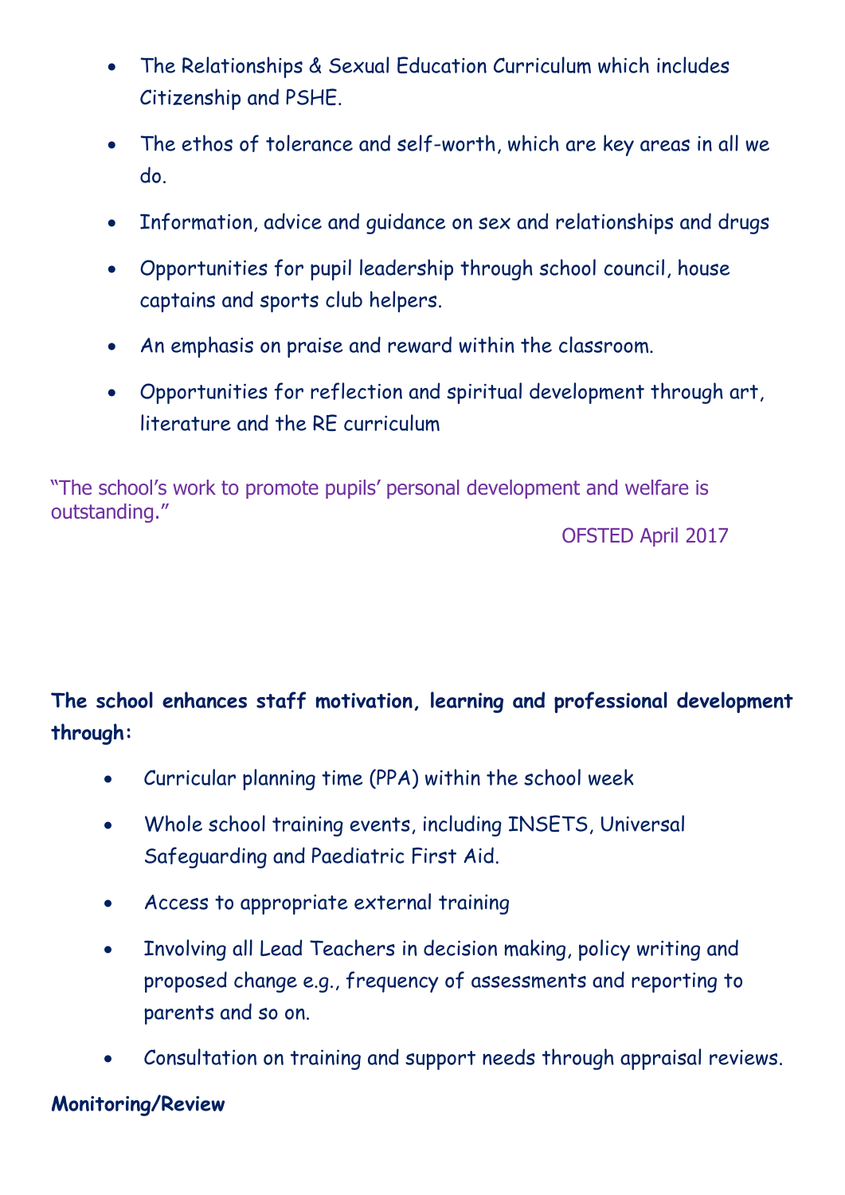- The Relationships & Sexual Education Curriculum which includes Citizenship and PSHE.
- The ethos of tolerance and self-worth, which are key areas in all we do.
- Information, advice and guidance on sex and relationships and drugs
- Opportunities for pupil leadership through school council, house captains and sports club helpers.
- An emphasis on praise and reward within the classroom.
- Opportunities for reflection and spiritual development through art, literature and the RE curriculum

"The school's work to promote pupils' personal development and welfare is outstanding."

OFSTED April 2017

**The school enhances staff motivation, learning and professional development through:**

- Curricular planning time (PPA) within the school week
- Whole school training events, including INSETS, Universal Safeguarding and Paediatric First Aid.
- Access to appropriate external training
- Involving all Lead Teachers in decision making, policy writing and proposed change e.g., frequency of assessments and reporting to parents and so on.
- Consultation on training and support needs through appraisal reviews.

**Monitoring/Review**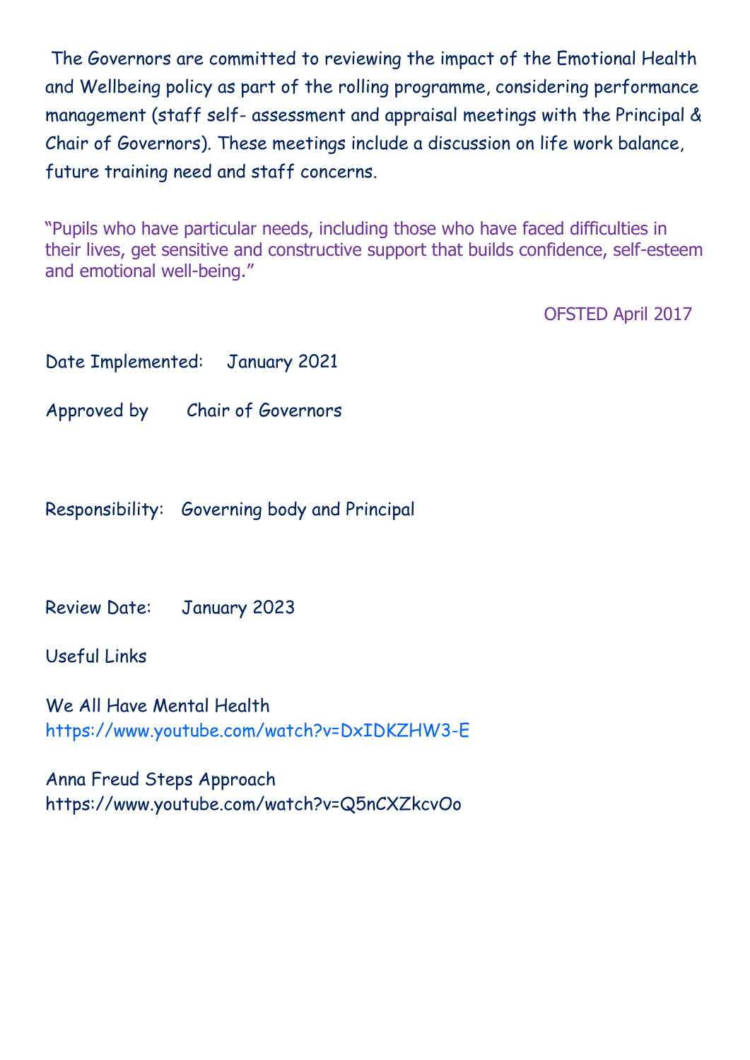The Governors are committed to reviewing the impact of the Emotional Health and Wellbeing policy as part of the rolling programme, considering performance management (staff self- assessment and appraisal meetings with the Principal & Chair of Governors). These meetings include a discussion on life work balance, future training need and staff concerns.

"Pupils who have particular needs, including those who have faced difficulties in their lives, get sensitive and constructive support that builds confidence, self-esteem and emotional well-being."

OFSTED April 2017

Date Implemented: January 2021

Approved by Chair of Governors

Responsibility: Governing body and Principal

Review Date: January 2023

Useful Links

We All Have Mental Health
https://www.youtube.com/watch?v=DxIDKZHW3-E

Anna Freud Steps Approach
https://www.youtube.com/watch?v=Q5nCXZkcvOo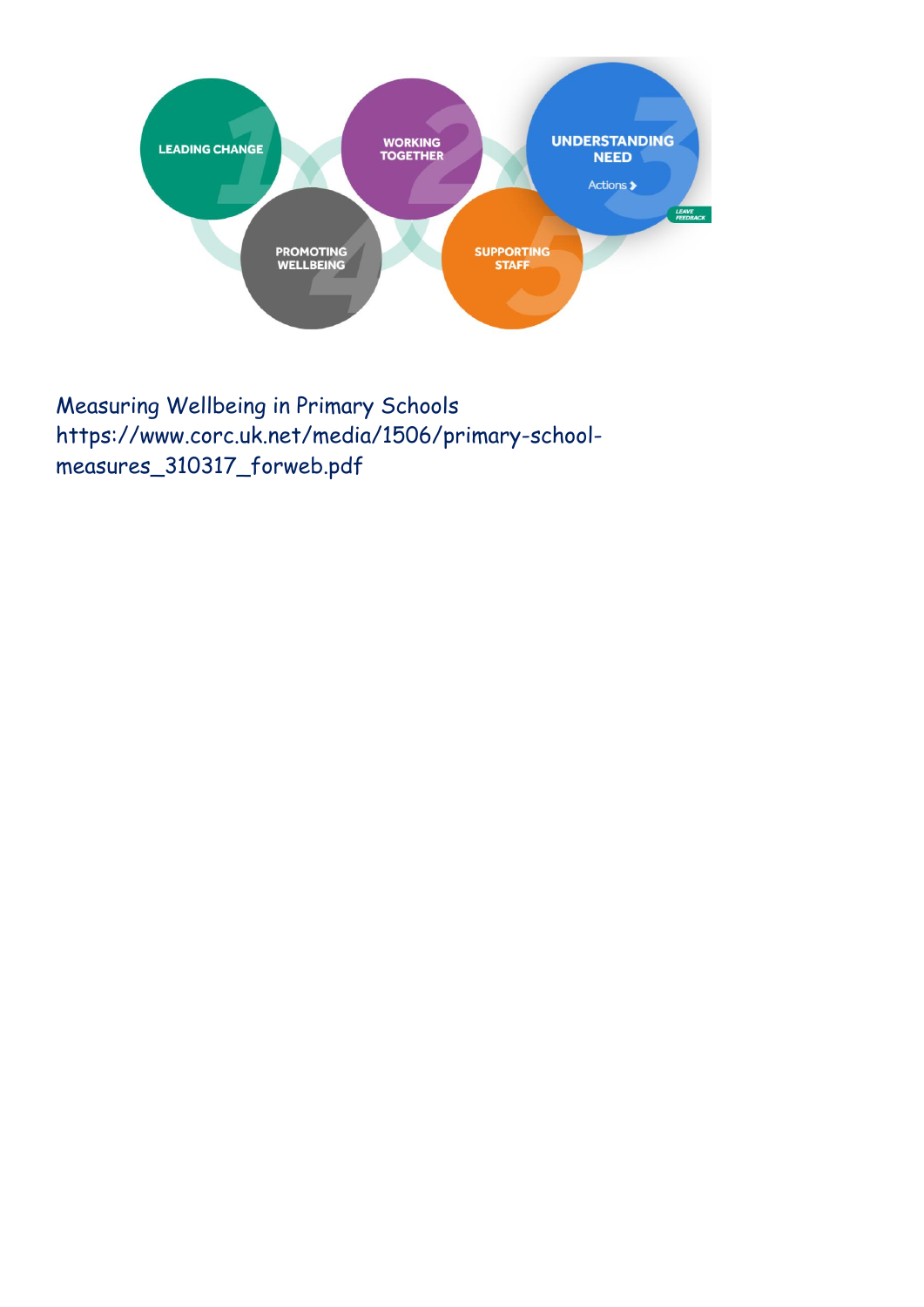LEADING CHANGE

WORKING TOGETHER

UNDERSTANDING NEED

Actions

LEAVE FEEDBACK

PROMOTING WELLBEING

SUPPORTING STAFF

Measuring Wellbeing in Primary Schools
https://www.corc.uk.net/media/1506/primary-school-measures_310317_forweb.pdf